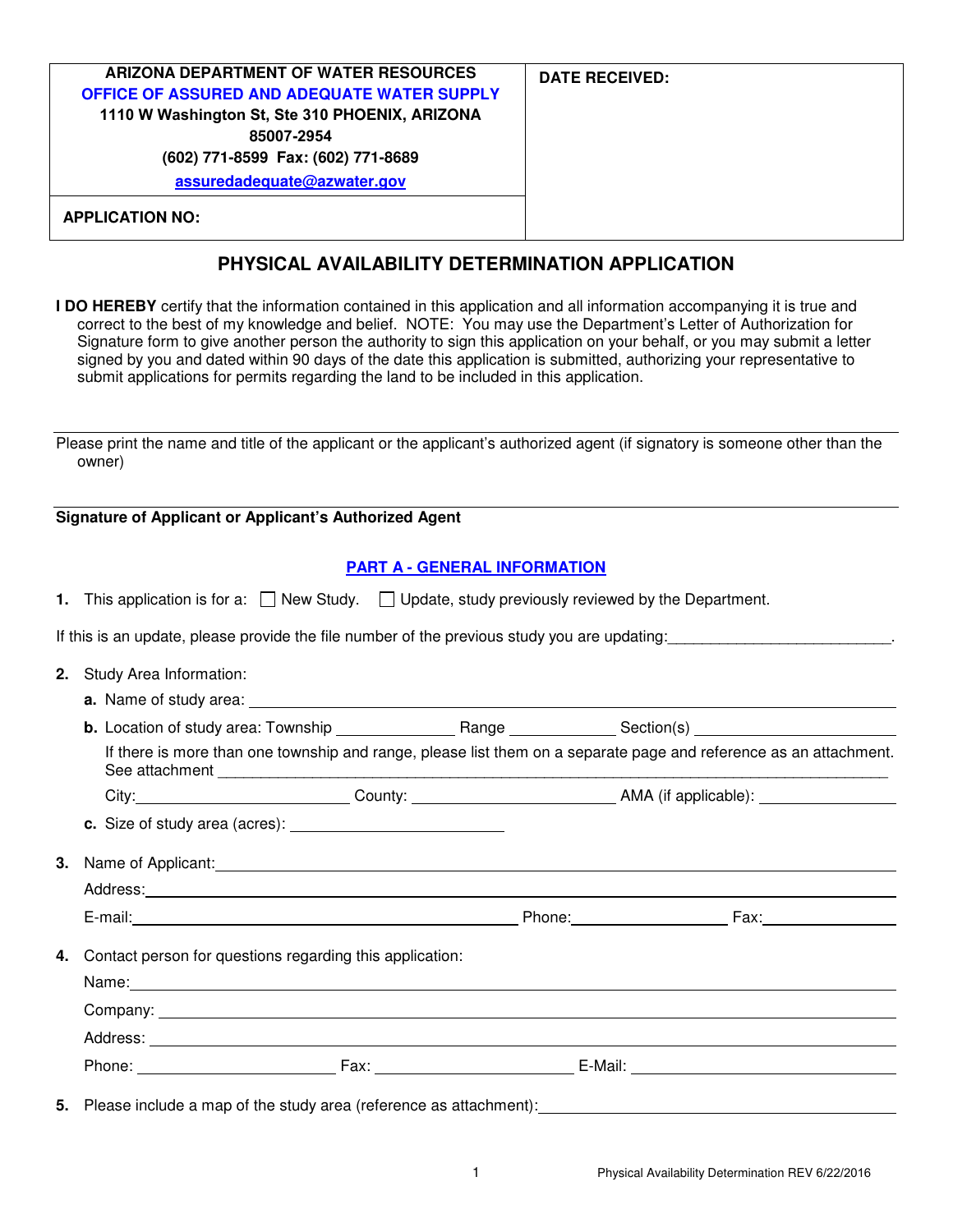| ARIZONA DEPARTMENT OF WATER RESOURCES<br>OFFICE OF ASSURED AND ADEQUATE WATER SUPPLY<br>1110 W Washington St, Ste 310 PHOENIX, ARIZONA 85007-2954<br>(602) 771-8599 Fax: (602) 771-8689<br>assuredadequate@azwater.gov | DATE RECEIVED: |
|---|---|
| APPLICATION NO: | |

# PHYSICAL AVAILABILITY DETERMINATION APPLICATION

**I DO HEREBY** certify that the information contained in this application and all information accompanying it is true and correct to the best of my knowledge and belief. NOTE: You may use the Department's Letter of Authorization for Signature form to give another person the authority to sign this application on your behalf, or you may submit a letter signed by you and dated within 90 days of the date this application is submitted, authorizing your representative to submit applications for permits regarding the land to be included in this application.

_______________________________________________

Please print the name and title of the applicant or the applicant's authorized agent (if signatory is someone other than the owner)

_______________________________________________

**Signature of Applicant or Applicant's Authorized Agent**

## PART A - GENERAL INFORMATION

**1.** This application is for a: ☐ New Study. ☐ Update, study previously reviewed by the Department.

If this is an update, please provide the file number of the previous study you are updating:_________________________.

**2.** Study Area Information:

**a.** Name of study area: _______________________________________________

**b.** Location of study area: Township ______________ Range ____________ Section(s) ________________________

If there is more than one township and range, please list them on a separate page and reference as an attachment. See attachment _______________________________________________

City:_________________________ County: _______________________ AMA (if applicable): ________________

**c.** Size of study area (acres): _________________________

**3.** Name of Applicant:_______________________________________________

Address:_______________________________________________

E-mail:_______________________________________________ Phone:___________________ Fax:______________

**4.** Contact person for questions regarding this application:

Name:_______________________________________________

Company: _______________________________________________

Address: _______________________________________________

Phone: _______________________ Fax: _______________________ E-Mail: _______________________________

**5.** Please include a map of the study area (reference as attachment):_______________________________________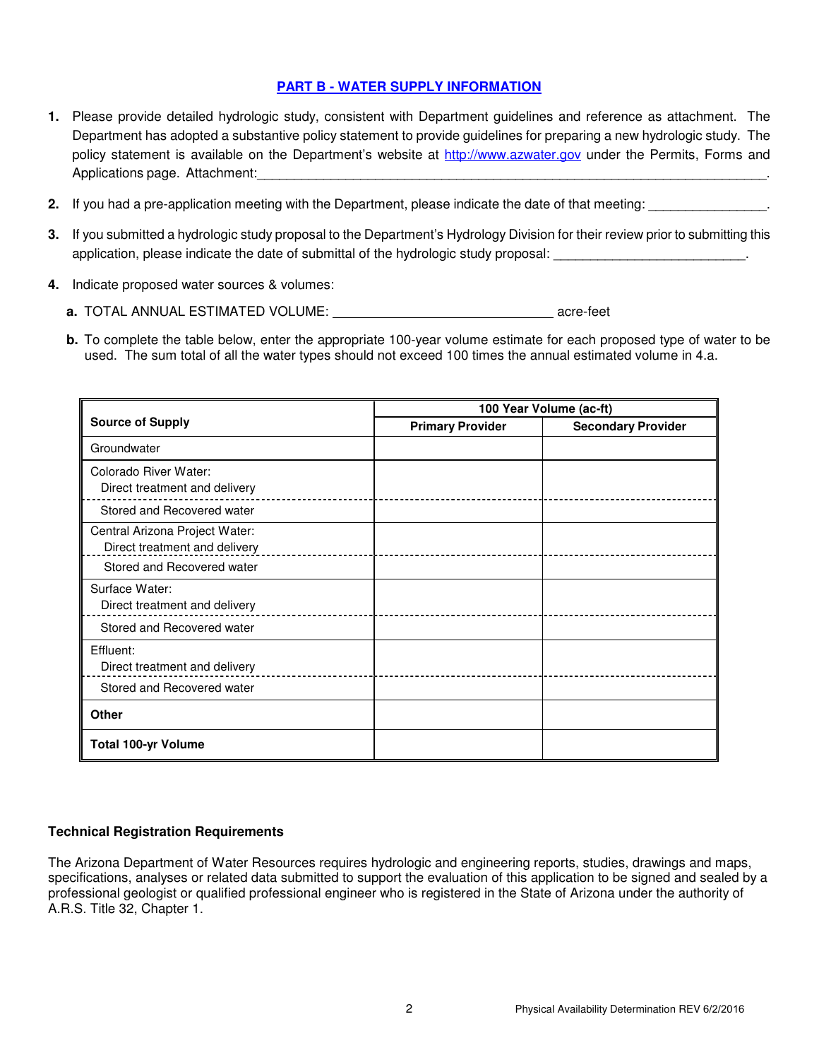## PART B - WATER SUPPLY INFORMATION

1. Please provide detailed hydrologic study, consistent with Department guidelines and reference as attachment. The Department has adopted a substantive policy statement to provide guidelines for preparing a new hydrologic study. The policy statement is available on the Department's website at http://www.azwater.gov under the Permits, Forms and Applications page. Attachment:\_\_\_\_\_\_\_\_\_\_\_\_\_\_\_\_\_\_\_\_\_\_\_\_\_\_\_\_\_\_\_\_\_\_\_\_\_\_\_\_\_\_\_\_\_\_\_\_\_\_\_\_\_\_\_\_\_\_\_\_\_\_\_\_.

2. If you had a pre-application meeting with the Department, please indicate the date of that meeting: \_\_\_\_\_\_\_\_\_\_\_\_\_\_\_\_.

3. If you submitted a hydrologic study proposal to the Department's Hydrology Division for their review prior to submitting this application, please indicate the date of submittal of the hydrologic study proposal: \_\_\_\_\_\_\_\_\_\_\_\_\_\_\_\_\_\_\_\_\_\_\_\_\_\_.

4. Indicate proposed water sources & volumes:

   **a.** TOTAL ANNUAL ESTIMATED VOLUME: \_\_\_\_\_\_\_\_\_\_\_\_\_\_\_\_\_\_\_\_\_\_\_\_\_\_\_\_\_\_ acre-feet

   **b.** To complete the table below, enter the appropriate 100-year volume estimate for each proposed type of water to be used. The sum total of all the water types should not exceed 100 times the annual estimated volume in 4.a.

| Source of Supply | 100 Year Volume (ac-ft) | |
|---|---|---|
| | Primary Provider | Secondary Provider |
| Groundwater | | |
| Colorado River Water: Direct treatment and delivery | | |
| Stored and Recovered water | | |
| Central Arizona Project Water: Direct treatment and delivery | | |
| Stored and Recovered water | | |
| Surface Water: Direct treatment and delivery | | |
| Stored and Recovered water | | |
| Effluent: Direct treatment and delivery | | |
| Stored and Recovered water | | |
| **Other** | | |
| **Total 100-yr Volume** | | |

### Technical Registration Requirements

The Arizona Department of Water Resources requires hydrologic and engineering reports, studies, drawings and maps, specifications, analyses or related data submitted to support the evaluation of this application to be signed and sealed by a professional geologist or qualified professional engineer who is registered in the State of Arizona under the authority of A.R.S. Title 32, Chapter 1.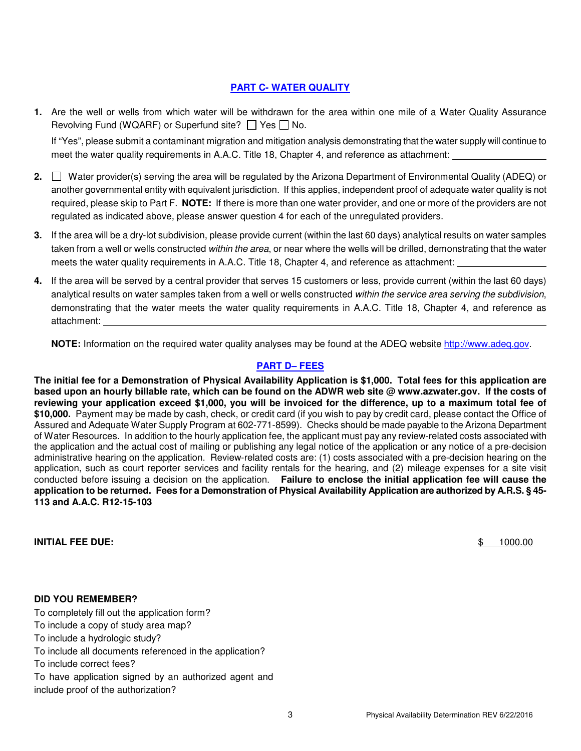## PART C- WATER QUALITY

1. Are the well or wells from which water will be withdrawn for the area within one mile of a Water Quality Assurance Revolving Fund (WQARF) or Superfund site? ☐ Yes ☐ No.

   If "Yes", please submit a contaminant migration and mitigation analysis demonstrating that the water supply will continue to meet the water quality requirements in A.A.C. Title 18, Chapter 4, and reference as attachment: ____________________

2. ☐ Water provider(s) serving the area will be regulated by the Arizona Department of Environmental Quality (ADEQ) or another governmental entity with equivalent jurisdiction. If this applies, independent proof of adequate water quality is not required, please skip to Part F. **NOTE:** If there is more than one water provider, and one or more of the providers are not regulated as indicated above, please answer question 4 for each of the unregulated providers.

3. If the area will be a dry-lot subdivision, please provide current (within the last 60 days) analytical results on water samples taken from a well or wells constructed *within the area*, or near where the wells will be drilled, demonstrating that the water meets the water quality requirements in A.A.C. Title 18, Chapter 4, and reference as attachment: ____________________

4. If the area will be served by a central provider that serves 15 customers or less, provide current (within the last 60 days) analytical results on water samples taken from a well or wells constructed *within the service area serving the subdivision*, demonstrating that the water meets the water quality requirements in A.A.C. Title 18, Chapter 4, and reference as attachment: ____________________

**NOTE:** Information on the required water quality analyses may be found at the ADEQ website http://www.adeq.gov.

## PART D– FEES

**The initial fee for a Demonstration of Physical Availability Application is $1,000. Total fees for this application are based upon an hourly billable rate, which can be found on the ADWR web site @ www.azwater.gov. If the costs of reviewing your application exceed $1,000, you will be invoiced for the difference, up to a maximum total fee of $10,000.** Payment may be made by cash, check, or credit card (if you wish to pay by credit card, please contact the Office of Assured and Adequate Water Supply Program at 602-771-8599). Checks should be made payable to the Arizona Department of Water Resources. In addition to the hourly application fee, the applicant must pay any review-related costs associated with the application and the actual cost of mailing or publishing any legal notice of the application or any notice of a pre-decision administrative hearing on the application. Review-related costs are: (1) costs associated with a pre-decision hearing on the application, such as court reporter services and facility rentals for the hearing, and (2) mileage expenses for a site visit conducted before issuing a decision on the application. **Failure to enclose the initial application fee will cause the application to be returned. Fees for a Demonstration of Physical Availability Application are authorized by A.R.S. § 45-113 and A.A.C. R12-15-103**

**INITIAL FEE DUE:** $ 1000.00

**DID YOU REMEMBER?**

To completely fill out the application form?
To include a copy of study area map?
To include a hydrologic study?
To include all documents referenced in the application?
To include correct fees?
To have application signed by an authorized agent and include proof of the authorization?